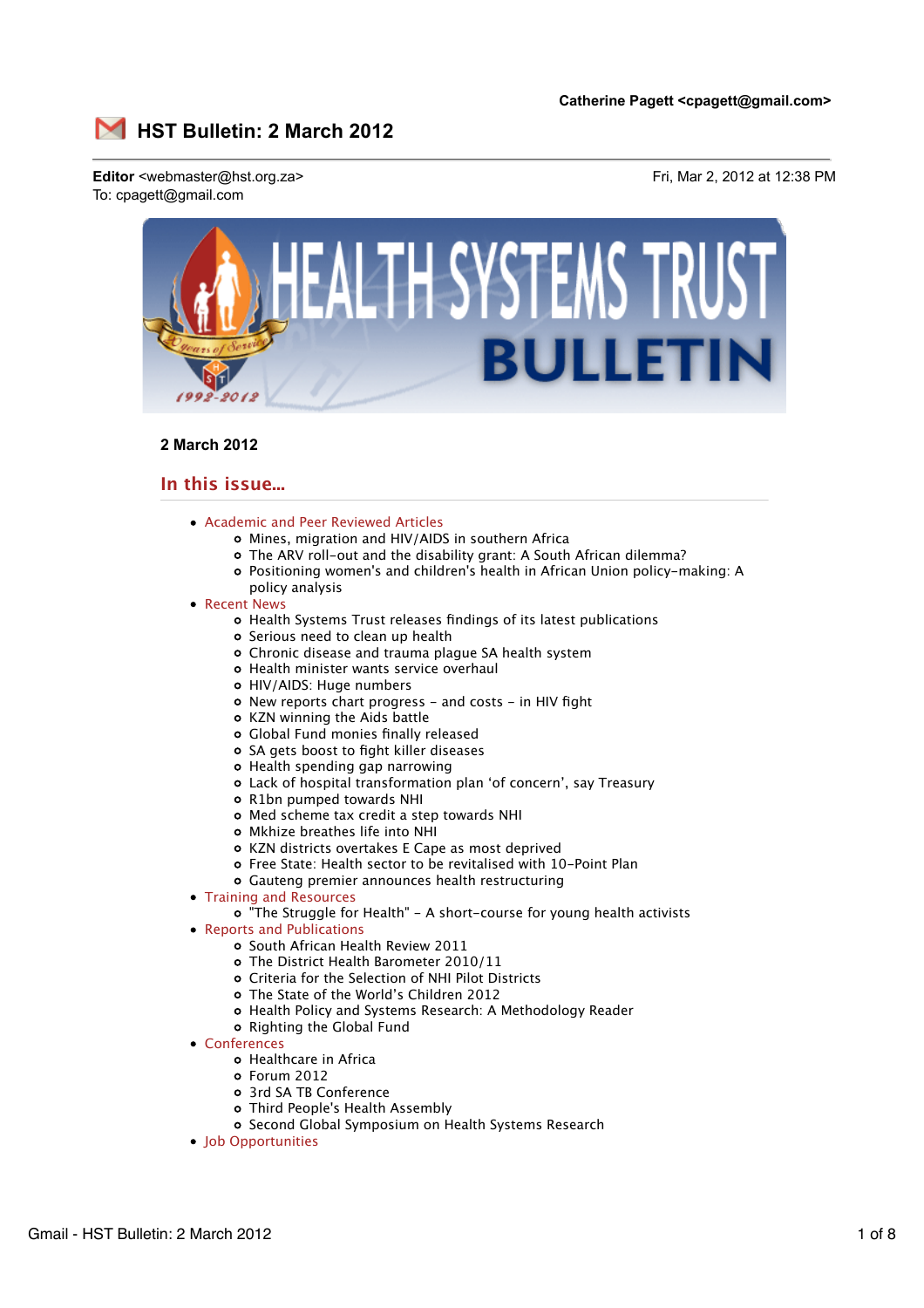Catherine Pagett <cpagett@gmail.com>

# HST Bulletin: 2 March 2012

**Editor** <webmaster@hst.org.za>
To: cpagett@gmail.com

Fri, Mar 2, 2012 at 12:38 PM

**2 March 2012**

## In this issue...

- Academic and Peer Reviewed Articles
  - Mines, migration and HIV/AIDS in southern Africa
  - The ARV roll-out and the disability grant: A South African dilemma?
  - Positioning women's and children's health in African Union policy-making: A policy analysis
- Recent News
  - Health Systems Trust releases findings of its latest publications
  - Serious need to clean up health
  - Chronic disease and trauma plague SA health system
  - Health minister wants service overhaul
  - HIV/AIDS: Huge numbers
  - New reports chart progress – and costs – in HIV fight
  - KZN winning the Aids battle
  - Global Fund monies finally released
  - SA gets boost to fight killer diseases
  - Health spending gap narrowing
  - Lack of hospital transformation plan 'of concern', say Treasury
  - R1bn pumped towards NHI
  - Med scheme tax credit a step towards NHI
  - Mkhize breathes life into NHI
  - KZN districts overtakes E Cape as most deprived
  - Free State: Health sector to be revitalised with 10-Point Plan
  - Gauteng premier announces health restructuring
- Training and Resources
  - "The Struggle for Health" – A short-course for young health activists
- Reports and Publications
  - South African Health Review 2011
  - The District Health Barometer 2010/11
  - Criteria for the Selection of NHI Pilot Districts
  - The State of the World's Children 2012
  - Health Policy and Systems Research: A Methodology Reader
  - Righting the Global Fund
- Conferences
  - Healthcare in Africa
  - Forum 2012
  - 3rd SA TB Conference
  - Third People's Health Assembly
  - Second Global Symposium on Health Systems Research
- Job Opportunities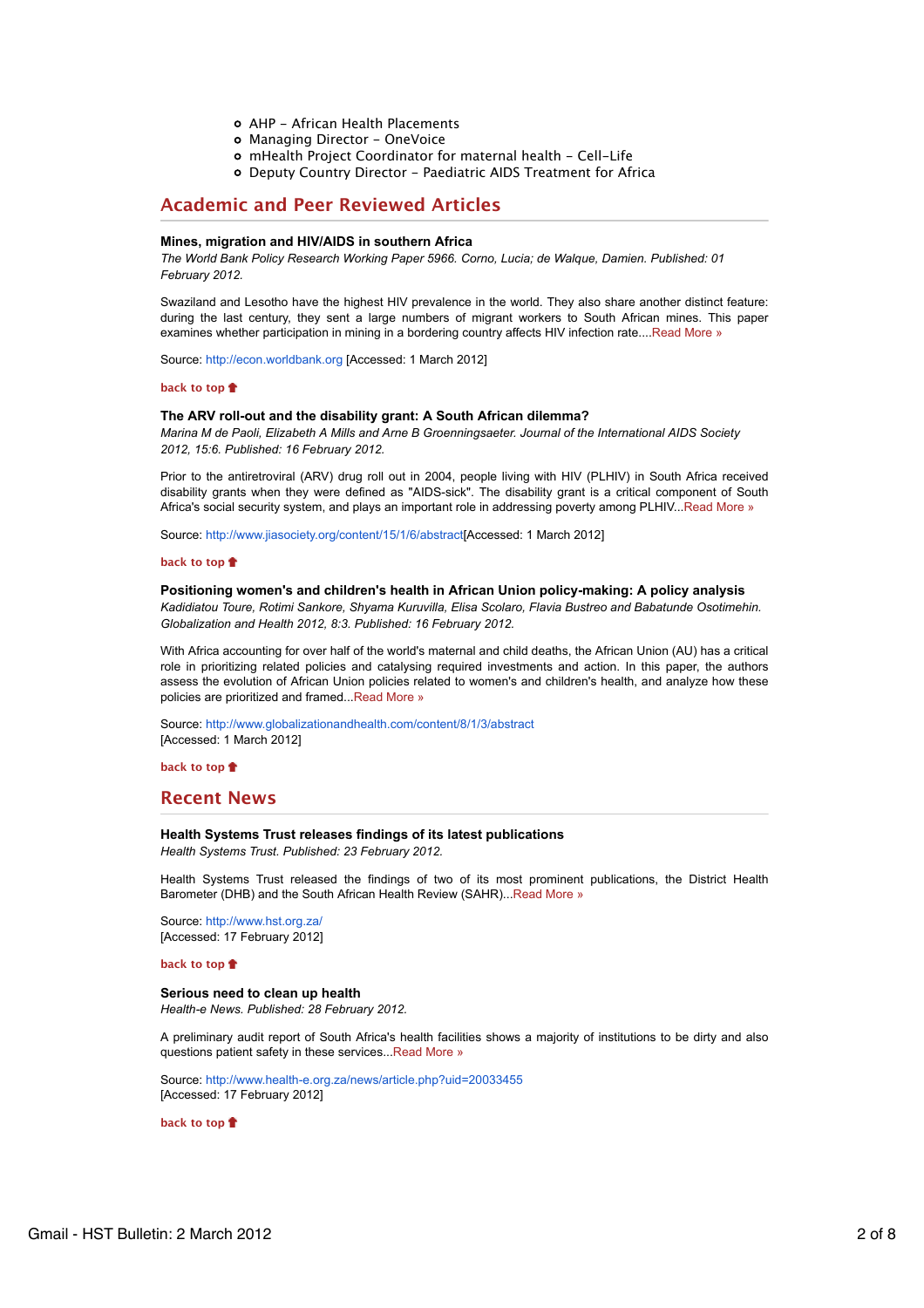- AHP – African Health Placements
- Managing Director – OneVoice
- mHealth Project Coordinator for maternal health – Cell-Life
- Deputy Country Director – Paediatric AIDS Treatment for Africa

## Academic and Peer Reviewed Articles

**Mines, migration and HIV/AIDS in southern Africa**
*The World Bank Policy Research Working Paper 5966. Corno, Lucia; de Walque, Damien. Published: 01 February 2012.*

Swaziland and Lesotho have the highest HIV prevalence in the world. They also share another distinct feature: during the last century, they sent a large numbers of migrant workers to South African mines. This paper examines whether participation in mining in a bordering country affects HIV infection rate....Read More »

Source: http://econ.worldbank.org [Accessed: 1 March 2012]

back to top

**The ARV roll-out and the disability grant: A South African dilemma?**
*Marina M de Paoli, Elizabeth A Mills and Arne B Groenningsaeter. Journal of the International AIDS Society 2012, 15:6. Published: 16 February 2012.*

Prior to the antiretroviral (ARV) drug roll out in 2004, people living with HIV (PLHIV) in South Africa received disability grants when they were defined as "AIDS-sick". The disability grant is a critical component of South Africa's social security system, and plays an important role in addressing poverty among PLHIV...Read More »

Source: http://www.jiasociety.org/content/15/1/6/abstract[Accessed: 1 March 2012]

back to top

**Positioning women's and children's health in African Union policy-making: A policy analysis**
*Kadidiatou Toure, Rotimi Sankore, Shyama Kuruvilla, Elisa Scolaro, Flavia Bustreo and Babatunde Osotimehin. Globalization and Health 2012, 8:3. Published: 16 February 2012.*

With Africa accounting for over half of the world's maternal and child deaths, the African Union (AU) has a critical role in prioritizing related policies and catalysing required investments and action. In this paper, the authors assess the evolution of African Union policies related to women's and children's health, and analyze how these policies are prioritized and framed...Read More »

Source: http://www.globalizationandhealth.com/content/8/1/3/abstract
[Accessed: 1 March 2012]

back to top

## Recent News

**Health Systems Trust releases findings of its latest publications**
*Health Systems Trust. Published: 23 February 2012.*

Health Systems Trust released the findings of two of its most prominent publications, the District Health Barometer (DHB) and the South African Health Review (SAHR)...Read More »

Source: http://www.hst.org.za/
[Accessed: 17 February 2012]

back to top

**Serious need to clean up health**
*Health-e News. Published: 28 February 2012.*

A preliminary audit report of South Africa's health facilities shows a majority of institutions to be dirty and also questions patient safety in these services...Read More »

Source: http://www.health-e.org.za/news/article.php?uid=20033455
[Accessed: 17 February 2012]

back to top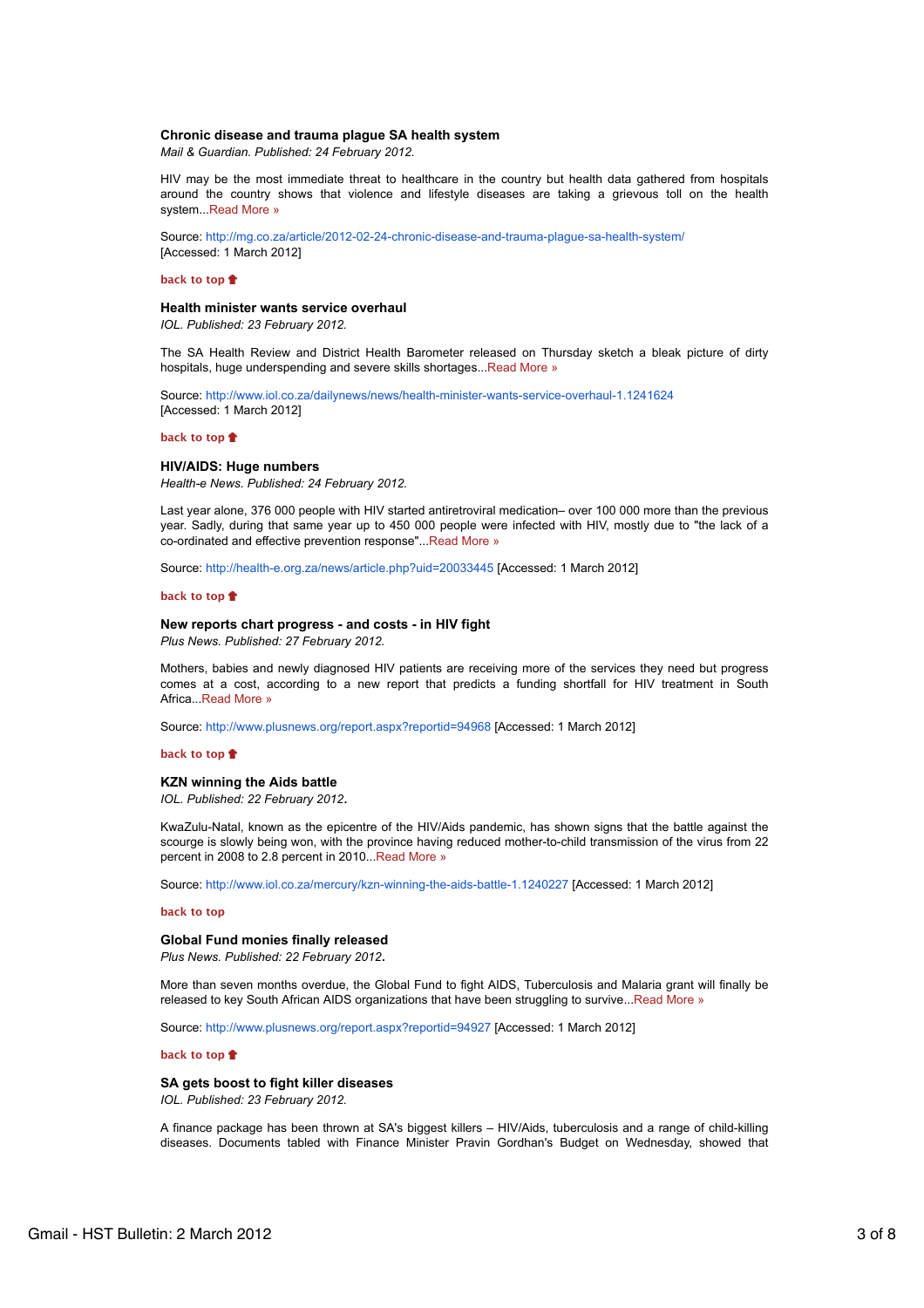**Chronic disease and trauma plague SA health system**
*Mail & Guardian. Published: 24 February 2012.*

HIV may be the most immediate threat to healthcare in the country but health data gathered from hospitals around the country shows that violence and lifestyle diseases are taking a grievous toll on the health system...Read More »

Source: http://mg.co.za/article/2012-02-24-chronic-disease-and-trauma-plague-sa-health-system/ [Accessed: 1 March 2012]

**back to top**

**Health minister wants service overhaul**
*IOL. Published: 23 February 2012.*

The SA Health Review and District Health Barometer released on Thursday sketch a bleak picture of dirty hospitals, huge underspending and severe skills shortages...Read More »

Source: http://www.iol.co.za/dailynews/news/health-minister-wants-service-overhaul-1.1241624 [Accessed: 1 March 2012]

**back to top**

**HIV/AIDS: Huge numbers**
*Health-e News. Published: 24 February 2012.*

Last year alone, 376 000 people with HIV started antiretroviral medication– over 100 000 more than the previous year. Sadly, during that same year up to 450 000 people were infected with HIV, mostly due to "the lack of a co-ordinated and effective prevention response"...Read More »

Source: http://health-e.org.za/news/article.php?uid=20033445 [Accessed: 1 March 2012]

**back to top**

**New reports chart progress - and costs - in HIV fight**
*Plus News. Published: 27 February 2012.*

Mothers, babies and newly diagnosed HIV patients are receiving more of the services they need but progress comes at a cost, according to a new report that predicts a funding shortfall for HIV treatment in South Africa...Read More »

Source: http://www.plusnews.org/report.aspx?reportid=94968 [Accessed: 1 March 2012]

**back to top**

**KZN winning the Aids battle**
*IOL. Published: 22 February 2012***.**

KwaZulu-Natal, known as the epicentre of the HIV/Aids pandemic, has shown signs that the battle against the scourge is slowly being won, with the province having reduced mother-to-child transmission of the virus from 22 percent in 2008 to 2.8 percent in 2010...Read More »

Source: http://www.iol.co.za/mercury/kzn-winning-the-aids-battle-1.1240227 [Accessed: 1 March 2012]

**back to top**

**Global Fund monies finally released**
*Plus News. Published: 22 February 2012***.**

More than seven months overdue, the Global Fund to fight AIDS, Tuberculosis and Malaria grant will finally be released to key South African AIDS organizations that have been struggling to survive...Read More »

Source: http://www.plusnews.org/report.aspx?reportid=94927 [Accessed: 1 March 2012]

**back to top**

**SA gets boost to fight killer diseases**
*IOL. Published: 23 February 2012.*

A finance package has been thrown at SA's biggest killers – HIV/Aids, tuberculosis and a range of child-killing diseases. Documents tabled with Finance Minister Pravin Gordhan's Budget on Wednesday, showed that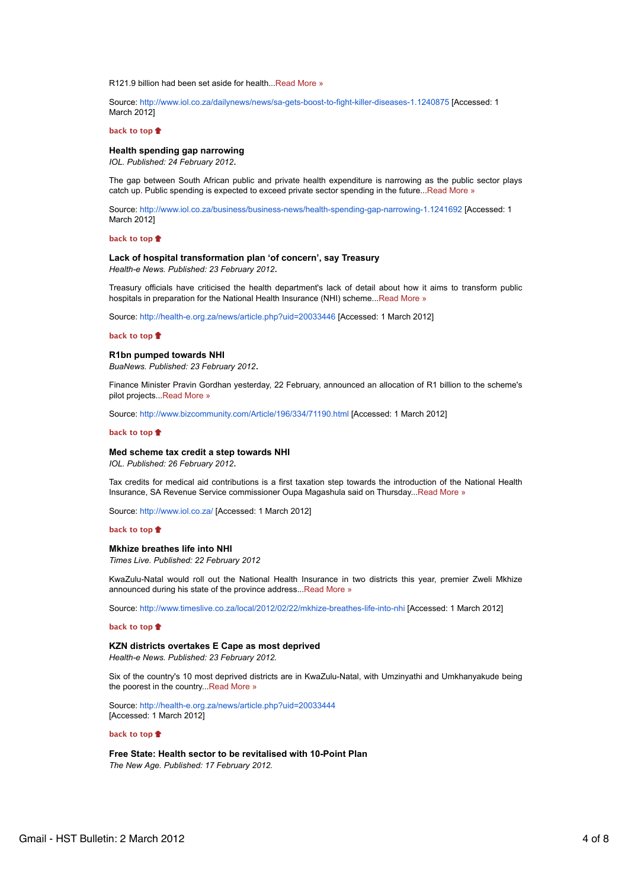R121.9 billion had been set aside for health...Read More »

Source: http://www.iol.co.za/dailynews/news/sa-gets-boost-to-fight-killer-diseases-1.1240875 [Accessed: 1 March 2012]

**back to top**

**Health spending gap narrowing**
*IOL. Published: 24 February 2012.*

The gap between South African public and private health expenditure is narrowing as the public sector plays catch up. Public spending is expected to exceed private sector spending in the future...Read More »

Source: http://www.iol.co.za/business/business-news/health-spending-gap-narrowing-1.1241692 [Accessed: 1 March 2012]

**back to top**

**Lack of hospital transformation plan 'of concern', say Treasury**
*Health-e News. Published: 23 February 2012.*

Treasury officials have criticised the health department's lack of detail about how it aims to transform public hospitals in preparation for the National Health Insurance (NHI) scheme...Read More »

Source: http://health-e.org.za/news/article.php?uid=20033446 [Accessed: 1 March 2012]

**back to top**

**R1bn pumped towards NHI**
*BuaNews. Published: 23 February 2012.*

Finance Minister Pravin Gordhan yesterday, 22 February, announced an allocation of R1 billion to the scheme's pilot projects...Read More »

Source: http://www.bizcommunity.com/Article/196/334/71190.html [Accessed: 1 March 2012]

**back to top**

**Med scheme tax credit a step towards NHI**
*IOL. Published: 26 February 2012.*

Tax credits for medical aid contributions is a first taxation step towards the introduction of the National Health Insurance, SA Revenue Service commissioner Oupa Magashula said on Thursday...Read More »

Source: http://www.iol.co.za/ [Accessed: 1 March 2012]

**back to top**

**Mkhize breathes life into NHI**
*Times Live. Published: 22 February 2012*

KwaZulu-Natal would roll out the National Health Insurance in two districts this year, premier Zweli Mkhize announced during his state of the province address...Read More »

Source: http://www.timeslive.co.za/local/2012/02/22/mkhize-breathes-life-into-nhi [Accessed: 1 March 2012]

**back to top**

**KZN districts overtakes E Cape as most deprived**
*Health-e News. Published: 23 February 2012.*

Six of the country's 10 most deprived districts are in KwaZulu-Natal, with Umzinyathi and Umkhanyakude being the poorest in the country...Read More »

Source: http://health-e.org.za/news/article.php?uid=20033444
[Accessed: 1 March 2012]

**back to top**

**Free State: Health sector to be revitalised with 10-Point Plan**
*The New Age. Published: 17 February 2012.*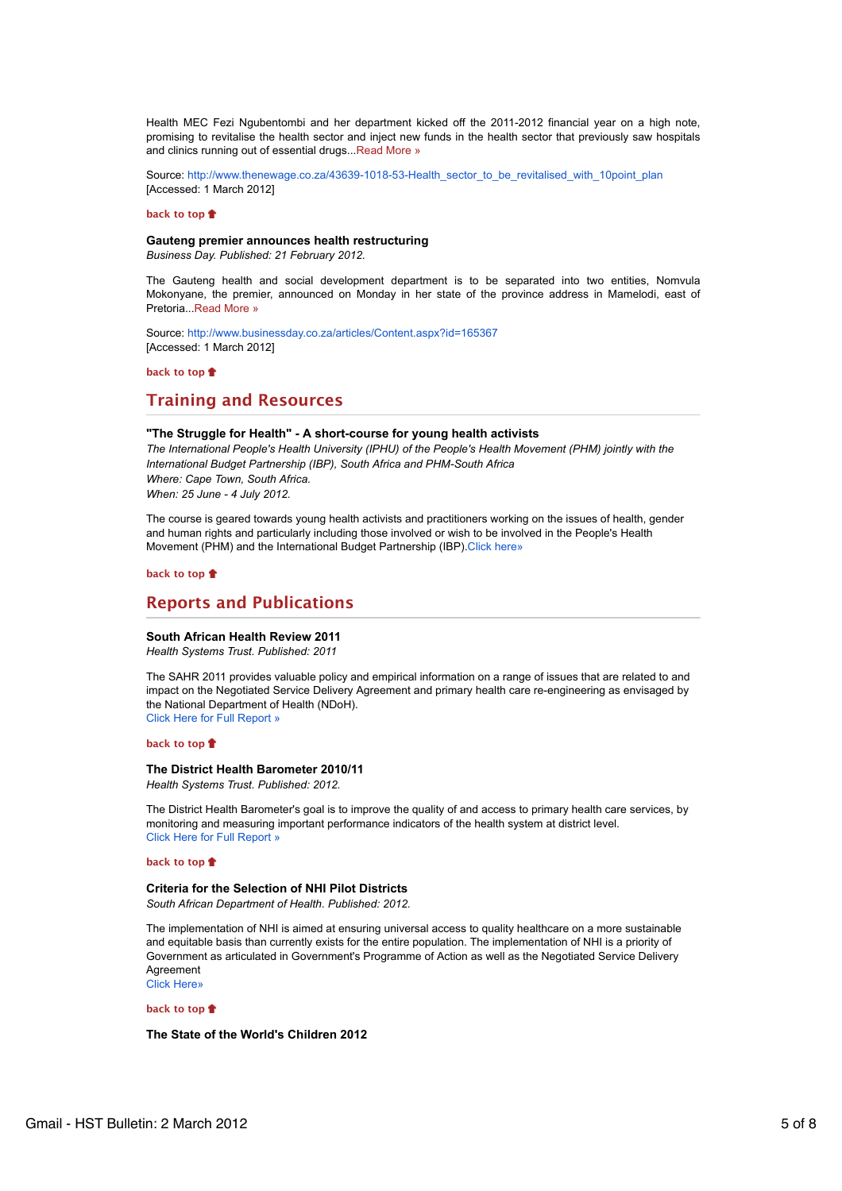Health MEC Fezi Ngubentombi and her department kicked off the 2011-2012 financial year on a high note, promising to revitalise the health sector and inject new funds in the health sector that previously saw hospitals and clinics running out of essential drugs...Read More »

Source: http://www.thenewage.co.za/43639-1018-53-Health_sector_to_be_revitalised_with_10point_plan
[Accessed: 1 March 2012]

back to top

**Gauteng premier announces health restructuring**
*Business Day. Published: 21 February 2012.*

The Gauteng health and social development department is to be separated into two entities, Nomvula Mokonyane, the premier, announced on Monday in her state of the province address in Mamelodi, east of Pretoria...Read More »

Source: http://www.businessday.co.za/articles/Content.aspx?id=165367
[Accessed: 1 March 2012]

back to top

## Training and Resources

**"The Struggle for Health" - A short-course for young health activists**
*The International People's Health University (IPHU) of the People's Health Movement (PHM) jointly with the International Budget Partnership (IBP), South Africa and PHM-South Africa*
*Where: Cape Town, South Africa.*
*When: 25 June - 4 July 2012.*

The course is geared towards young health activists and practitioners working on the issues of health, gender and human rights and particularly including those involved or wish to be involved in the People's Health Movement (PHM) and the International Budget Partnership (IBP).Click here»

back to top

## Reports and Publications

**South African Health Review 2011**
*Health Systems Trust. Published: 2011*

The SAHR 2011 provides valuable policy and empirical information on a range of issues that are related to and impact on the Negotiated Service Delivery Agreement and primary health care re-engineering as envisaged by the National Department of Health (NDoH).
Click Here for Full Report »

back to top

**The District Health Barometer 2010/11**
*Health Systems Trust. Published: 2012.*

The District Health Barometer's goal is to improve the quality of and access to primary health care services, by monitoring and measuring important performance indicators of the health system at district level.
Click Here for Full Report »

back to top

**Criteria for the Selection of NHI Pilot Districts**
*South African Department of Health. Published: 2012.*

The implementation of NHI is aimed at ensuring universal access to quality healthcare on a more sustainable and equitable basis than currently exists for the entire population. The implementation of NHI is a priority of Government as articulated in Government's Programme of Action as well as the Negotiated Service Delivery Agreement
Click Here»

back to top

**The State of the World's Children 2012**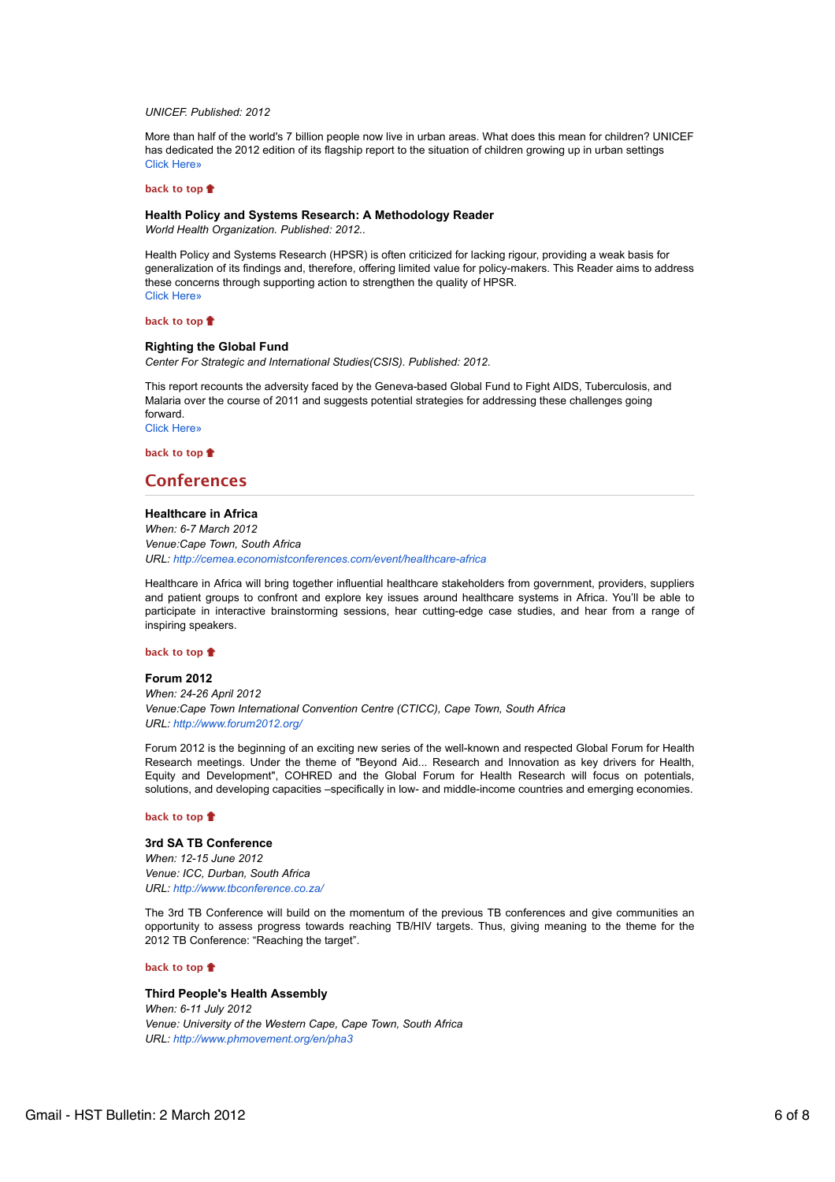*UNICEF. Published: 2012*

More than half of the world's 7 billion people now live in urban areas. What does this mean for children? UNICEF has dedicated the 2012 edition of its flagship report to the situation of children growing up in urban settings
Click Here»

**back to top**

**Health Policy and Systems Research: A Methodology Reader**
*World Health Organization. Published: 2012..*

Health Policy and Systems Research (HPSR) is often criticized for lacking rigour, providing a weak basis for generalization of its findings and, therefore, offering limited value for policy-makers. This Reader aims to address these concerns through supporting action to strengthen the quality of HPSR.
Click Here»

**back to top**

**Righting the Global Fund**
*Center For Strategic and International Studies(CSIS). Published: 2012.*

This report recounts the adversity faced by the Geneva-based Global Fund to Fight AIDS, Tuberculosis, and Malaria over the course of 2011 and suggests potential strategies for addressing these challenges going forward.
Click Here»

**back to top**

## Conferences

**Healthcare in Africa**
*When: 6-7 March 2012*
*Venue:Cape Town, South Africa*
*URL: http://cemea.economistconferences.com/event/healthcare-africa*

Healthcare in Africa will bring together influential healthcare stakeholders from government, providers, suppliers and patient groups to confront and explore key issues around healthcare systems in Africa. You'll be able to participate in interactive brainstorming sessions, hear cutting-edge case studies, and hear from a range of inspiring speakers.

**back to top**

**Forum 2012**
*When: 24-26 April 2012*
*Venue:Cape Town International Convention Centre (CTICC), Cape Town, South Africa*
*URL: http://www.forum2012.org/*

Forum 2012 is the beginning of an exciting new series of the well-known and respected Global Forum for Health Research meetings. Under the theme of "Beyond Aid... Research and Innovation as key drivers for Health, Equity and Development", COHRED and the Global Forum for Health Research will focus on potentials, solutions, and developing capacities –specifically in low- and middle-income countries and emerging economies.

**back to top**

**3rd SA TB Conference**
*When: 12-15 June 2012*
*Venue: ICC, Durban, South Africa*
*URL: http://www.tbconference.co.za/*

The 3rd TB Conference will build on the momentum of the previous TB conferences and give communities an opportunity to assess progress towards reaching TB/HIV targets. Thus, giving meaning to the theme for the 2012 TB Conference: "Reaching the target".

**back to top**

**Third People's Health Assembly**
*When: 6-11 July 2012*
*Venue: University of the Western Cape, Cape Town, South Africa*
*URL: http://www.phmovement.org/en/pha3*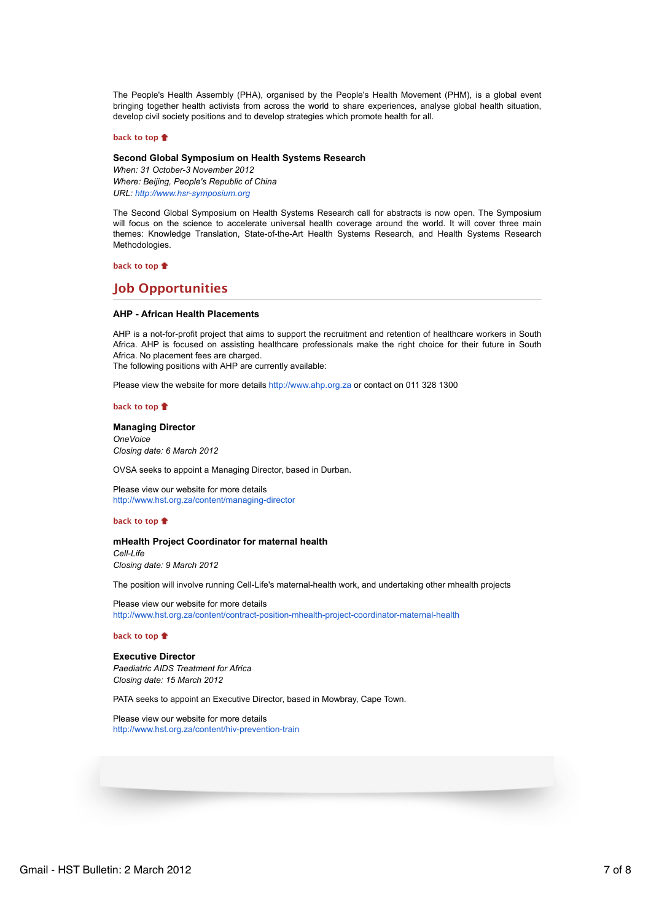The People's Health Assembly (PHA), organised by the People's Health Movement (PHM), is a global event bringing together health activists from across the world to share experiences, analyse global health situation, develop civil society positions and to develop strategies which promote health for all.

back to top

### Second Global Symposium on Health Systems Research

*When: 31 October-3 November 2012*
*Where: Beijing, People's Republic of China*
*URL: http://www.hsr-symposium.org*

The Second Global Symposium on Health Systems Research call for abstracts is now open. The Symposium will focus on the science to accelerate universal health coverage around the world. It will cover three main themes: Knowledge Translation, State-of-the-Art Health Systems Research, and Health Systems Research Methodologies.

back to top

## Job Opportunities

### AHP - African Health Placements

AHP is a not-for-profit project that aims to support the recruitment and retention of healthcare workers in South Africa. AHP is focused on assisting healthcare professionals make the right choice for their future in South Africa. No placement fees are charged.
The following positions with AHP are currently available:

Please view the website for more details http://www.ahp.org.za or contact on 011 328 1300

back to top

### Managing Director

*OneVoice*
*Closing date: 6 March 2012*

OVSA seeks to appoint a Managing Director, based in Durban.

Please view our website for more details
http://www.hst.org.za/content/managing-director

back to top

### mHealth Project Coordinator for maternal health

*Cell-Life*
*Closing date: 9 March 2012*

The position will involve running Cell-Life's maternal-health work, and undertaking other mhealth projects

Please view our website for more details
http://www.hst.org.za/content/contract-position-mhealth-project-coordinator-maternal-health

back to top

### Executive Director

*Paediatric AIDS Treatment for Africa*
*Closing date: 15 March 2012*

PATA seeks to appoint an Executive Director, based in Mowbray, Cape Town.

Please view our website for more details
http://www.hst.org.za/content/hiv-prevention-train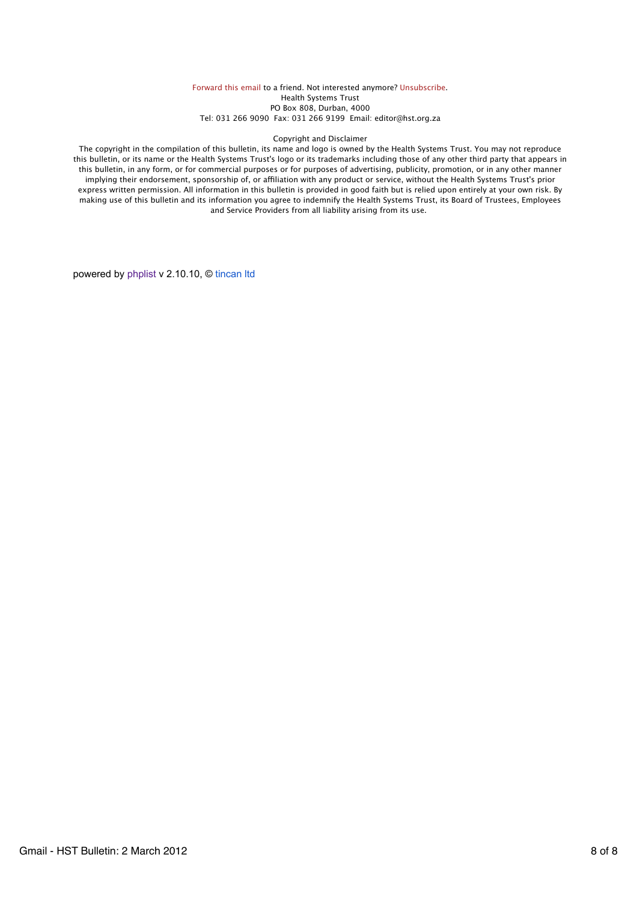Forward this email to a friend. Not interested anymore? Unsubscribe.
Health Systems Trust
PO Box 808, Durban, 4000
Tel: 031 266 9090  Fax: 031 266 9199  Email: editor@hst.org.za

Copyright and Disclaimer

The copyright in the compilation of this bulletin, its name and logo is owned by the Health Systems Trust. You may not reproduce this bulletin, or its name or the Health Systems Trust's logo or its trademarks including those of any other third party that appears in this bulletin, in any form, or for commercial purposes or for purposes of advertising, publicity, promotion, or in any other manner implying their endorsement, sponsorship of, or affiliation with any product or service, without the Health Systems Trust's prior express written permission. All information in this bulletin is provided in good faith but is relied upon entirely at your own risk. By making use of this bulletin and its information you agree to indemnify the Health Systems Trust, its Board of Trustees, Employees and Service Providers from all liability arising from its use.

powered by phplist v 2.10.10, © tincan ltd